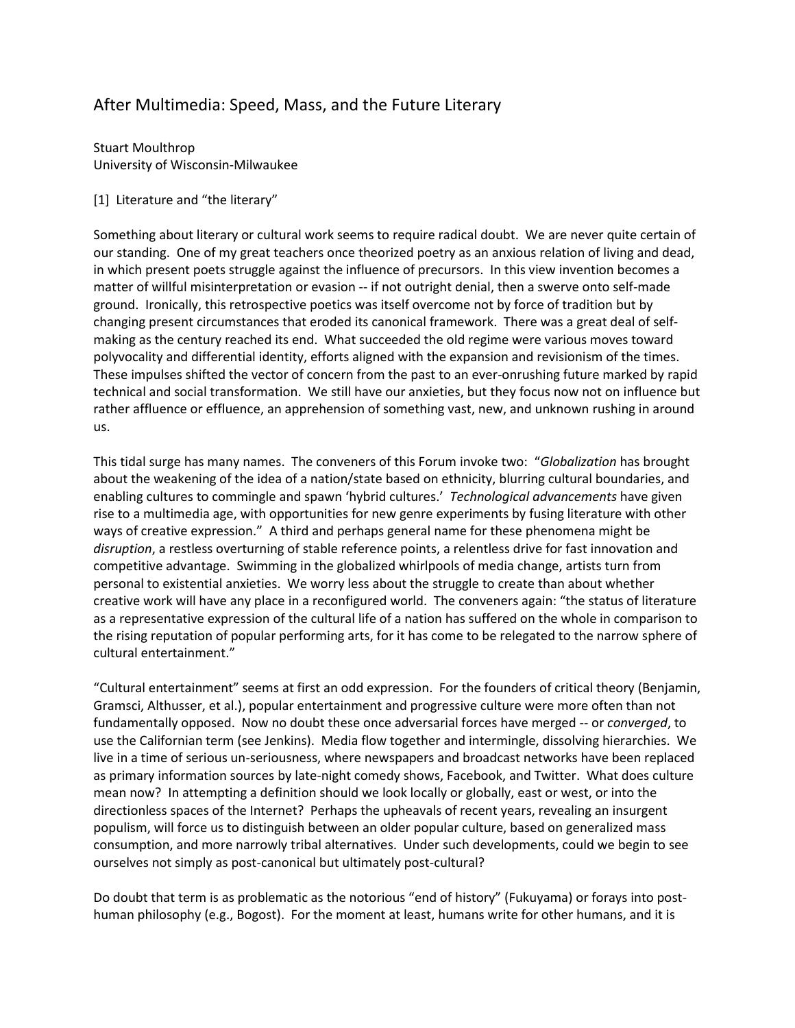# After Multimedia: Speed, Mass, and the Future Literary

Stuart Moulthrop
University of Wisconsin-Milwaukee

## [1] Literature and "the literary"

Something about literary or cultural work seems to require radical doubt. We are never quite certain of our standing. One of my great teachers once theorized poetry as an anxious relation of living and dead, in which present poets struggle against the influence of precursors. In this view invention becomes a matter of willful misinterpretation or evasion -- if not outright denial, then a swerve onto self-made ground. Ironically, this retrospective poetics was itself overcome not by force of tradition but by changing present circumstances that eroded its canonical framework. There was a great deal of self-making as the century reached its end. What succeeded the old regime were various moves toward polyvocality and differential identity, efforts aligned with the expansion and revisionism of the times. These impulses shifted the vector of concern from the past to an ever-onrushing future marked by rapid technical and social transformation. We still have our anxieties, but they focus now not on influence but rather affluence or effluence, an apprehension of something vast, new, and unknown rushing in around us.

This tidal surge has many names. The conveners of this Forum invoke two: "*Globalization* has brought about the weakening of the idea of a nation/state based on ethnicity, blurring cultural boundaries, and enabling cultures to commingle and spawn 'hybrid cultures.' *Technological advancements* have given rise to a multimedia age, with opportunities for new genre experiments by fusing literature with other ways of creative expression." A third and perhaps general name for these phenomena might be *disruption*, a restless overturning of stable reference points, a relentless drive for fast innovation and competitive advantage. Swimming in the globalized whirlpools of media change, artists turn from personal to existential anxieties. We worry less about the struggle to create than about whether creative work will have any place in a reconfigured world. The conveners again: "the status of literature as a representative expression of the cultural life of a nation has suffered on the whole in comparison to the rising reputation of popular performing arts, for it has come to be relegated to the narrow sphere of cultural entertainment."

"Cultural entertainment" seems at first an odd expression. For the founders of critical theory (Benjamin, Gramsci, Althusser, et al.), popular entertainment and progressive culture were more often than not fundamentally opposed. Now no doubt these once adversarial forces have merged -- or *converged*, to use the Californian term (see Jenkins). Media flow together and intermingle, dissolving hierarchies. We live in a time of serious un-seriousness, where newspapers and broadcast networks have been replaced as primary information sources by late-night comedy shows, Facebook, and Twitter. What does culture mean now? In attempting a definition should we look locally or globally, east or west, or into the directionless spaces of the Internet? Perhaps the upheavals of recent years, revealing an insurgent populism, will force us to distinguish between an older popular culture, based on generalized mass consumption, and more narrowly tribal alternatives. Under such developments, could we begin to see ourselves not simply as post-canonical but ultimately post-cultural?

Do doubt that term is as problematic as the notorious "end of history" (Fukuyama) or forays into post-human philosophy (e.g., Bogost). For the moment at least, humans write for other humans, and it is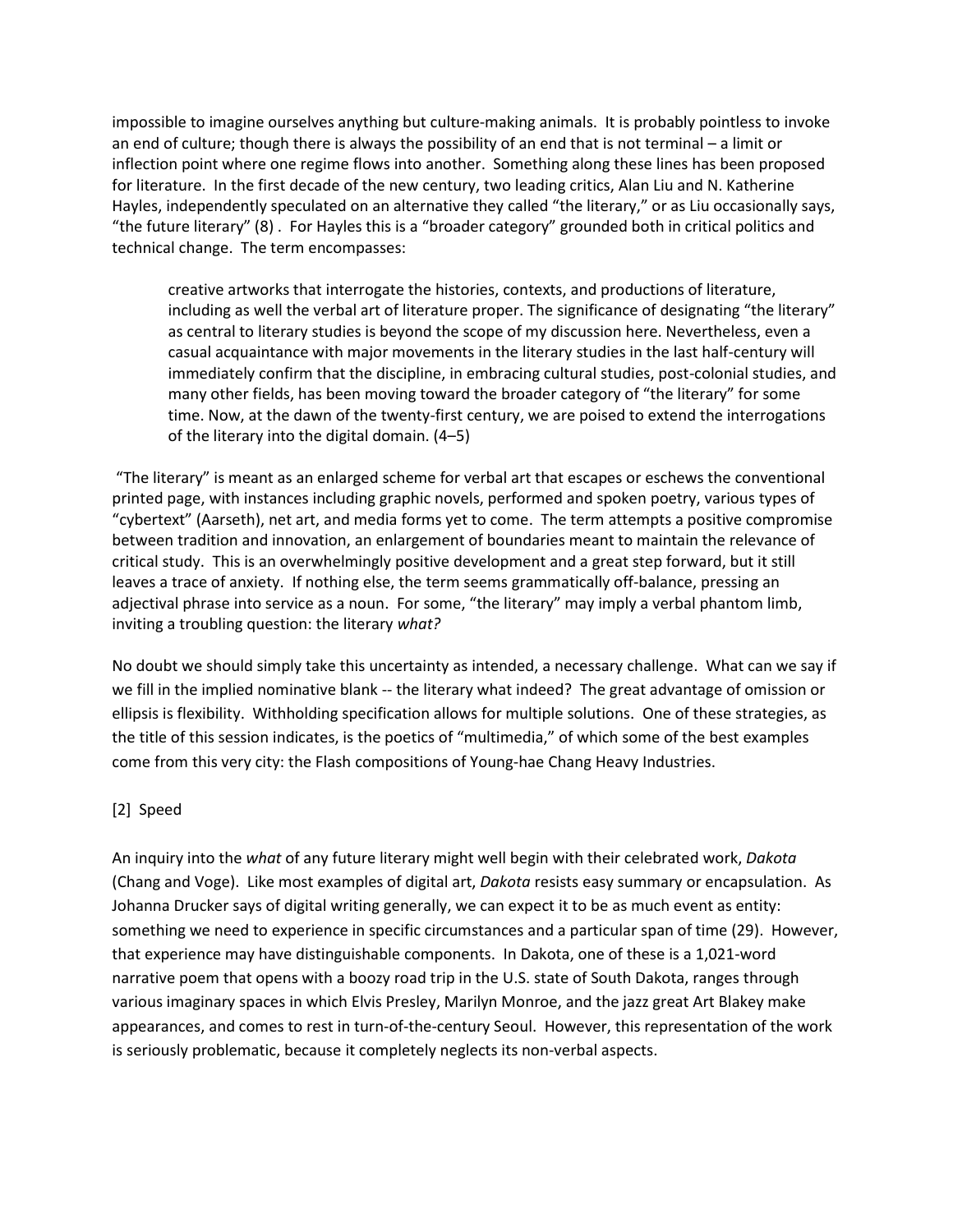impossible to imagine ourselves anything but culture-making animals. It is probably pointless to invoke an end of culture; though there is always the possibility of an end that is not terminal – a limit or inflection point where one regime flows into another. Something along these lines has been proposed for literature. In the first decade of the new century, two leading critics, Alan Liu and N. Katherine Hayles, independently speculated on an alternative they called "the literary," or as Liu occasionally says, "the future literary" (8) . For Hayles this is a "broader category" grounded both in critical politics and technical change. The term encompasses:

> creative artworks that interrogate the histories, contexts, and productions of literature, including as well the verbal art of literature proper. The significance of designating "the literary" as central to literary studies is beyond the scope of my discussion here. Nevertheless, even a casual acquaintance with major movements in the literary studies in the last half-century will immediately confirm that the discipline, in embracing cultural studies, post-colonial studies, and many other fields, has been moving toward the broader category of "the literary" for some time. Now, at the dawn of the twenty-first century, we are poised to extend the interrogations of the literary into the digital domain. (4–5)

"The literary" is meant as an enlarged scheme for verbal art that escapes or eschews the conventional printed page, with instances including graphic novels, performed and spoken poetry, various types of "cybertext" (Aarseth), net art, and media forms yet to come. The term attempts a positive compromise between tradition and innovation, an enlargement of boundaries meant to maintain the relevance of critical study. This is an overwhelmingly positive development and a great step forward, but it still leaves a trace of anxiety. If nothing else, the term seems grammatically off-balance, pressing an adjectival phrase into service as a noun. For some, "the literary" may imply a verbal phantom limb, inviting a troubling question: the literary *what?*

No doubt we should simply take this uncertainty as intended, a necessary challenge. What can we say if we fill in the implied nominative blank -- the literary what indeed? The great advantage of omission or ellipsis is flexibility. Withholding specification allows for multiple solutions. One of these strategies, as the title of this session indicates, is the poetics of "multimedia," of which some of the best examples come from this very city: the Flash compositions of Young-hae Chang Heavy Industries.

## [2] Speed

An inquiry into the *what* of any future literary might well begin with their celebrated work, *Dakota* (Chang and Voge). Like most examples of digital art, *Dakota* resists easy summary or encapsulation. As Johanna Drucker says of digital writing generally, we can expect it to be as much event as entity: something we need to experience in specific circumstances and a particular span of time (29). However, that experience may have distinguishable components. In Dakota, one of these is a 1,021-word narrative poem that opens with a boozy road trip in the U.S. state of South Dakota, ranges through various imaginary spaces in which Elvis Presley, Marilyn Monroe, and the jazz great Art Blakey make appearances, and comes to rest in turn-of-the-century Seoul. However, this representation of the work is seriously problematic, because it completely neglects its non-verbal aspects.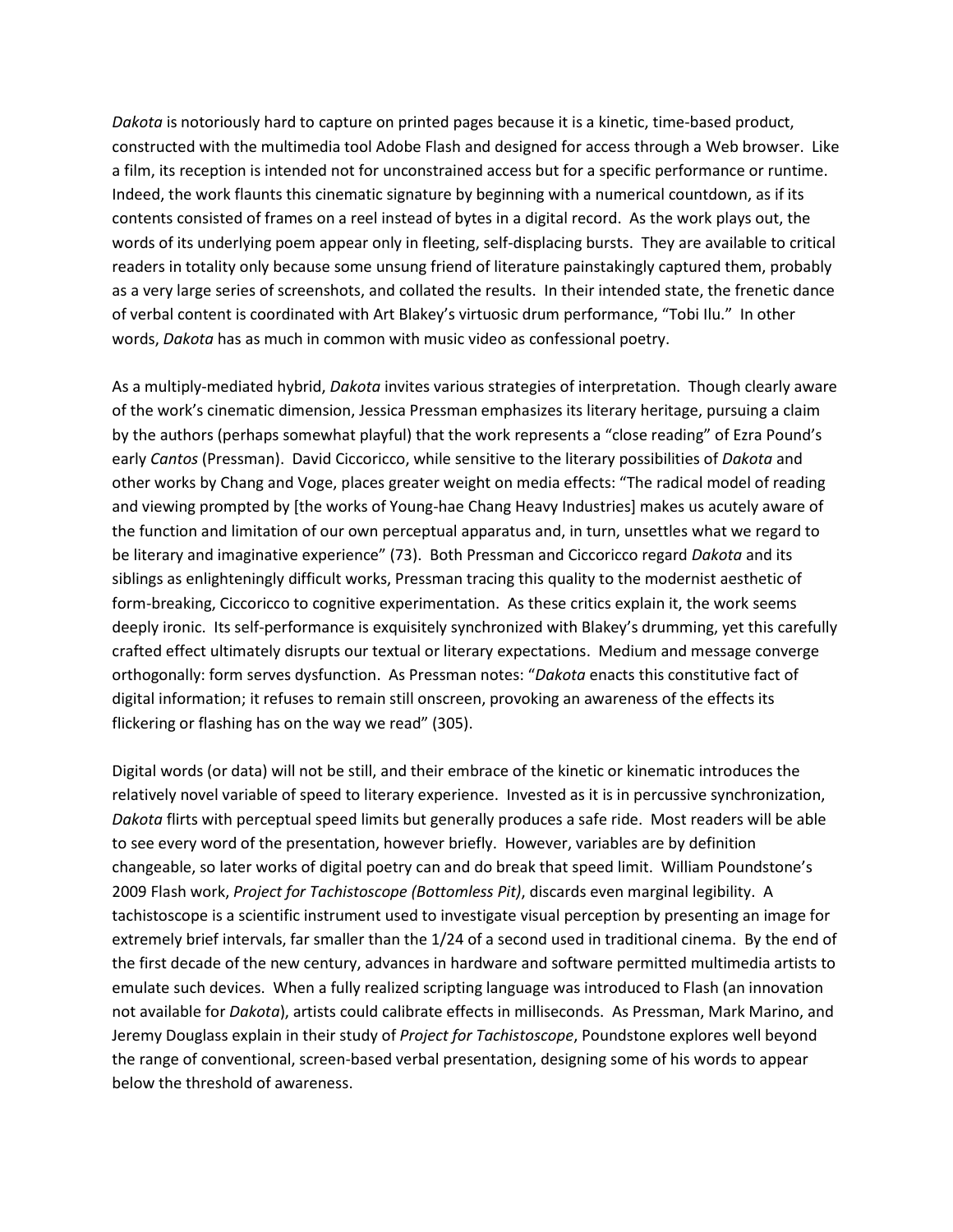*Dakota* is notoriously hard to capture on printed pages because it is a kinetic, time-based product, constructed with the multimedia tool Adobe Flash and designed for access through a Web browser. Like a film, its reception is intended not for unconstrained access but for a specific performance or runtime. Indeed, the work flaunts this cinematic signature by beginning with a numerical countdown, as if its contents consisted of frames on a reel instead of bytes in a digital record. As the work plays out, the words of its underlying poem appear only in fleeting, self-displacing bursts. They are available to critical readers in totality only because some unsung friend of literature painstakingly captured them, probably as a very large series of screenshots, and collated the results. In their intended state, the frenetic dance of verbal content is coordinated with Art Blakey's virtuosic drum performance, "Tobi Ilu." In other words, *Dakota* has as much in common with music video as confessional poetry.

As a multiply-mediated hybrid, *Dakota* invites various strategies of interpretation. Though clearly aware of the work's cinematic dimension, Jessica Pressman emphasizes its literary heritage, pursuing a claim by the authors (perhaps somewhat playful) that the work represents a "close reading" of Ezra Pound's early *Cantos* (Pressman). David Ciccoricco, while sensitive to the literary possibilities of *Dakota* and other works by Chang and Voge, places greater weight on media effects: "The radical model of reading and viewing prompted by [the works of Young-hae Chang Heavy Industries] makes us acutely aware of the function and limitation of our own perceptual apparatus and, in turn, unsettles what we regard to be literary and imaginative experience" (73). Both Pressman and Ciccoricco regard *Dakota* and its siblings as enlighteningly difficult works, Pressman tracing this quality to the modernist aesthetic of form-breaking, Ciccoricco to cognitive experimentation. As these critics explain it, the work seems deeply ironic. Its self-performance is exquisitely synchronized with Blakey's drumming, yet this carefully crafted effect ultimately disrupts our textual or literary expectations. Medium and message converge orthogonally: form serves dysfunction. As Pressman notes: "*Dakota* enacts this constitutive fact of digital information; it refuses to remain still onscreen, provoking an awareness of the effects its flickering or flashing has on the way we read" (305).

Digital words (or data) will not be still, and their embrace of the kinetic or kinematic introduces the relatively novel variable of speed to literary experience. Invested as it is in percussive synchronization, *Dakota* flirts with perceptual speed limits but generally produces a safe ride. Most readers will be able to see every word of the presentation, however briefly. However, variables are by definition changeable, so later works of digital poetry can and do break that speed limit. William Poundstone's 2009 Flash work, *Project for Tachistoscope (Bottomless Pit)*, discards even marginal legibility. A tachistoscope is a scientific instrument used to investigate visual perception by presenting an image for extremely brief intervals, far smaller than the 1/24 of a second used in traditional cinema. By the end of the first decade of the new century, advances in hardware and software permitted multimedia artists to emulate such devices. When a fully realized scripting language was introduced to Flash (an innovation not available for *Dakota*), artists could calibrate effects in milliseconds. As Pressman, Mark Marino, and Jeremy Douglass explain in their study of *Project for Tachistoscope*, Poundstone explores well beyond the range of conventional, screen-based verbal presentation, designing some of his words to appear below the threshold of awareness.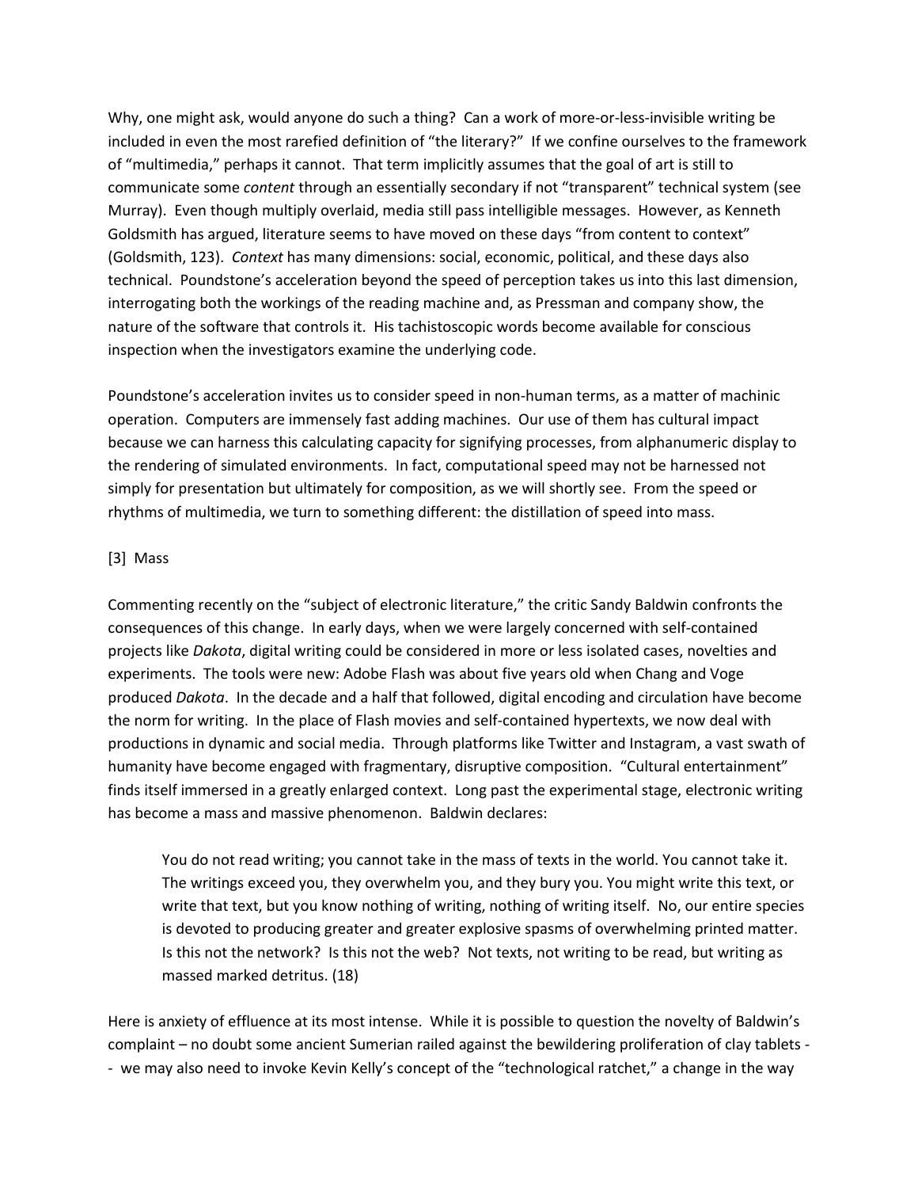Why, one might ask, would anyone do such a thing? Can a work of more-or-less-invisible writing be included in even the most rarefied definition of "the literary?" If we confine ourselves to the framework of "multimedia," perhaps it cannot. That term implicitly assumes that the goal of art is still to communicate some *content* through an essentially secondary if not "transparent" technical system (see Murray). Even though multiply overlaid, media still pass intelligible messages. However, as Kenneth Goldsmith has argued, literature seems to have moved on these days "from content to context" (Goldsmith, 123). *Context* has many dimensions: social, economic, political, and these days also technical. Poundstone's acceleration beyond the speed of perception takes us into this last dimension, interrogating both the workings of the reading machine and, as Pressman and company show, the nature of the software that controls it. His tachistoscopic words become available for conscious inspection when the investigators examine the underlying code.

Poundstone's acceleration invites us to consider speed in non-human terms, as a matter of machinic operation. Computers are immensely fast adding machines. Our use of them has cultural impact because we can harness this calculating capacity for signifying processes, from alphanumeric display to the rendering of simulated environments. In fact, computational speed may not be harnessed not simply for presentation but ultimately for composition, as we will shortly see. From the speed or rhythms of multimedia, we turn to something different: the distillation of speed into mass.

## [3] Mass

Commenting recently on the "subject of electronic literature," the critic Sandy Baldwin confronts the consequences of this change. In early days, when we were largely concerned with self-contained projects like *Dakota*, digital writing could be considered in more or less isolated cases, novelties and experiments. The tools were new: Adobe Flash was about five years old when Chang and Voge produced *Dakota*. In the decade and a half that followed, digital encoding and circulation have become the norm for writing. In the place of Flash movies and self-contained hypertexts, we now deal with productions in dynamic and social media. Through platforms like Twitter and Instagram, a vast swath of humanity have become engaged with fragmentary, disruptive composition. "Cultural entertainment" finds itself immersed in a greatly enlarged context. Long past the experimental stage, electronic writing has become a mass and massive phenomenon. Baldwin declares:

> You do not read writing; you cannot take in the mass of texts in the world. You cannot take it. The writings exceed you, they overwhelm you, and they bury you. You might write this text, or write that text, but you know nothing of writing, nothing of writing itself. No, our entire species is devoted to producing greater and greater explosive spasms of overwhelming printed matter. Is this not the network? Is this not the web? Not texts, not writing to be read, but writing as massed marked detritus. (18)

Here is anxiety of effluence at its most intense. While it is possible to question the novelty of Baldwin's complaint – no doubt some ancient Sumerian railed against the bewildering proliferation of clay tablets -- we may also need to invoke Kevin Kelly's concept of the "technological ratchet," a change in the way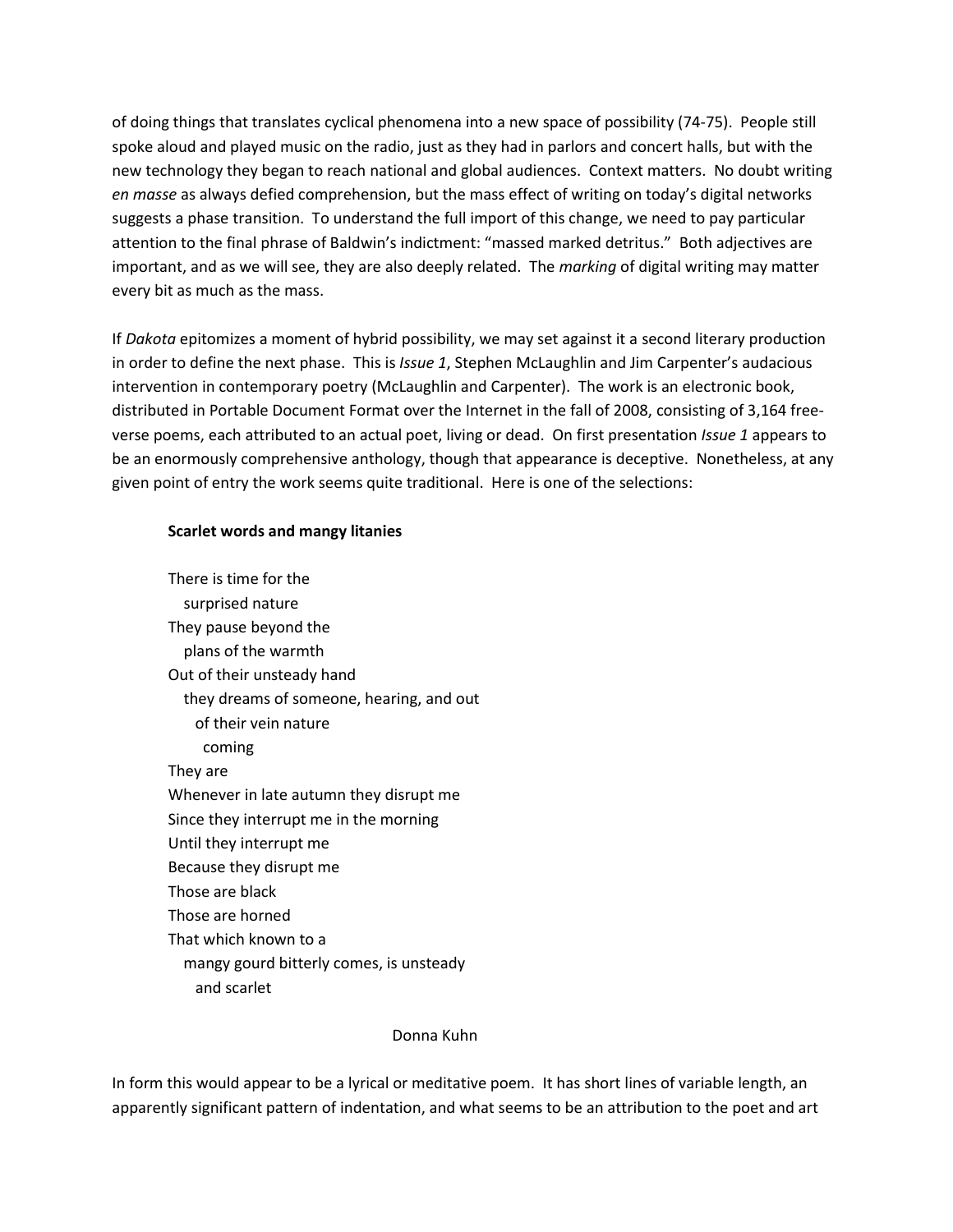of doing things that translates cyclical phenomena into a new space of possibility (74-75). People still spoke aloud and played music on the radio, just as they had in parlors and concert halls, but with the new technology they began to reach national and global audiences. Context matters. No doubt writing *en masse* as always defied comprehension, but the mass effect of writing on today's digital networks suggests a phase transition. To understand the full import of this change, we need to pay particular attention to the final phrase of Baldwin's indictment: "massed marked detritus." Both adjectives are important, and as we will see, they are also deeply related. The *marking* of digital writing may matter every bit as much as the mass.

If *Dakota* epitomizes a moment of hybrid possibility, we may set against it a second literary production in order to define the next phase. This is *Issue 1*, Stephen McLaughlin and Jim Carpenter's audacious intervention in contemporary poetry (McLaughlin and Carpenter). The work is an electronic book, distributed in Portable Document Format over the Internet in the fall of 2008, consisting of 3,164 free-verse poems, each attributed to an actual poet, living or dead. On first presentation *Issue 1* appears to be an enormously comprehensive anthology, though that appearance is deceptive. Nonetheless, at any given point of entry the work seems quite traditional. Here is one of the selections:

> **Scarlet words and mangy litanies**
>
> There is time for the
> &nbsp;&nbsp;&nbsp;surprised nature
> They pause beyond the
> &nbsp;&nbsp;&nbsp;plans of the warmth
> Out of their unsteady hand
> &nbsp;&nbsp;&nbsp;they dreams of someone, hearing, and out
> &nbsp;&nbsp;&nbsp;&nbsp;&nbsp;&nbsp;of their vein nature
> &nbsp;&nbsp;&nbsp;&nbsp;&nbsp;&nbsp;&nbsp;&nbsp;&nbsp;coming
> They are
> Whenever in late autumn they disrupt me
> Since they interrupt me in the morning
> Until they interrupt me
> Because they disrupt me
> Those are black
> Those are horned
> That which known to a
> &nbsp;&nbsp;&nbsp;mangy gourd bitterly comes, is unsteady
> &nbsp;&nbsp;&nbsp;&nbsp;&nbsp;&nbsp;and scarlet
>
> Donna Kuhn

In form this would appear to be a lyrical or meditative poem. It has short lines of variable length, an apparently significant pattern of indentation, and what seems to be an attribution to the poet and art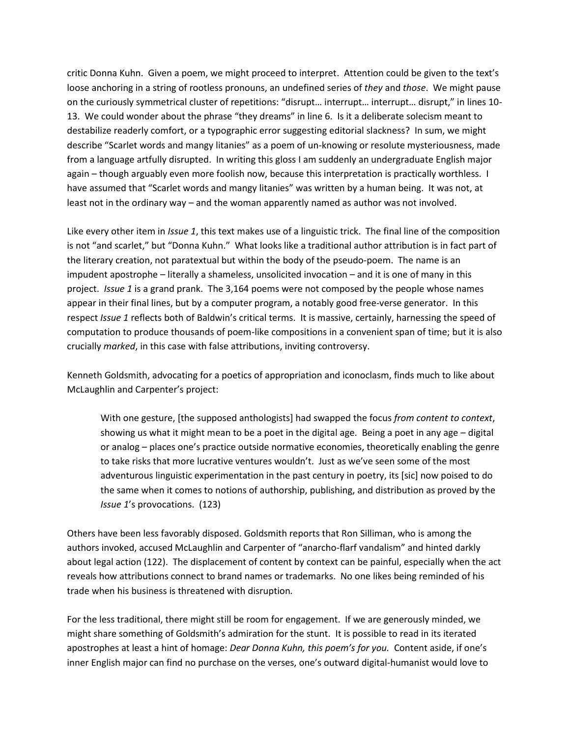critic Donna Kuhn. Given a poem, we might proceed to interpret. Attention could be given to the text's loose anchoring in a string of rootless pronouns, an undefined series of *they* and *those*. We might pause on the curiously symmetrical cluster of repetitions: "disrupt… interrupt… interrupt… disrupt," in lines 10-13. We could wonder about the phrase "they dreams" in line 6. Is it a deliberate solecism meant to destabilize readerly comfort, or a typographic error suggesting editorial slackness? In sum, we might describe "Scarlet words and mangy litanies" as a poem of un-knowing or resolute mysteriousness, made from a language artfully disrupted. In writing this gloss I am suddenly an undergraduate English major again – though arguably even more foolish now, because this interpretation is practically worthless. I have assumed that "Scarlet words and mangy litanies" was written by a human being. It was not, at least not in the ordinary way – and the woman apparently named as author was not involved.

Like every other item in *Issue 1*, this text makes use of a linguistic trick. The final line of the composition is not "and scarlet," but "Donna Kuhn." What looks like a traditional author attribution is in fact part of the literary creation, not paratextual but within the body of the pseudo-poem. The name is an impudent apostrophe – literally a shameless, unsolicited invocation – and it is one of many in this project. *Issue 1* is a grand prank. The 3,164 poems were not composed by the people whose names appear in their final lines, but by a computer program, a notably good free-verse generator. In this respect *Issue 1* reflects both of Baldwin's critical terms. It is massive, certainly, harnessing the speed of computation to produce thousands of poem-like compositions in a convenient span of time; but it is also crucially *marked*, in this case with false attributions, inviting controversy.

Kenneth Goldsmith, advocating for a poetics of appropriation and iconoclasm, finds much to like about McLaughlin and Carpenter's project:

> With one gesture, [the supposed anthologists] had swapped the focus *from content to context*, showing us what it might mean to be a poet in the digital age. Being a poet in any age – digital or analog – places one's practice outside normative economies, theoretically enabling the genre to take risks that more lucrative ventures wouldn't. Just as we've seen some of the most adventurous linguistic experimentation in the past century in poetry, its [sic] now poised to do the same when it comes to notions of authorship, publishing, and distribution as proved by the *Issue 1*'s provocations. (123)

Others have been less favorably disposed. Goldsmith reports that Ron Silliman, who is among the authors invoked, accused McLaughlin and Carpenter of "anarcho-flarf vandalism" and hinted darkly about legal action (122). The displacement of content by context can be painful, especially when the act reveals how attributions connect to brand names or trademarks. No one likes being reminded of his trade when his business is threatened with disruption.

For the less traditional, there might still be room for engagement. If we are generously minded, we might share something of Goldsmith's admiration for the stunt. It is possible to read in its iterated apostrophes at least a hint of homage: *Dear Donna Kuhn, this poem's for you.* Content aside, if one's inner English major can find no purchase on the verses, one's outward digital-humanist would love to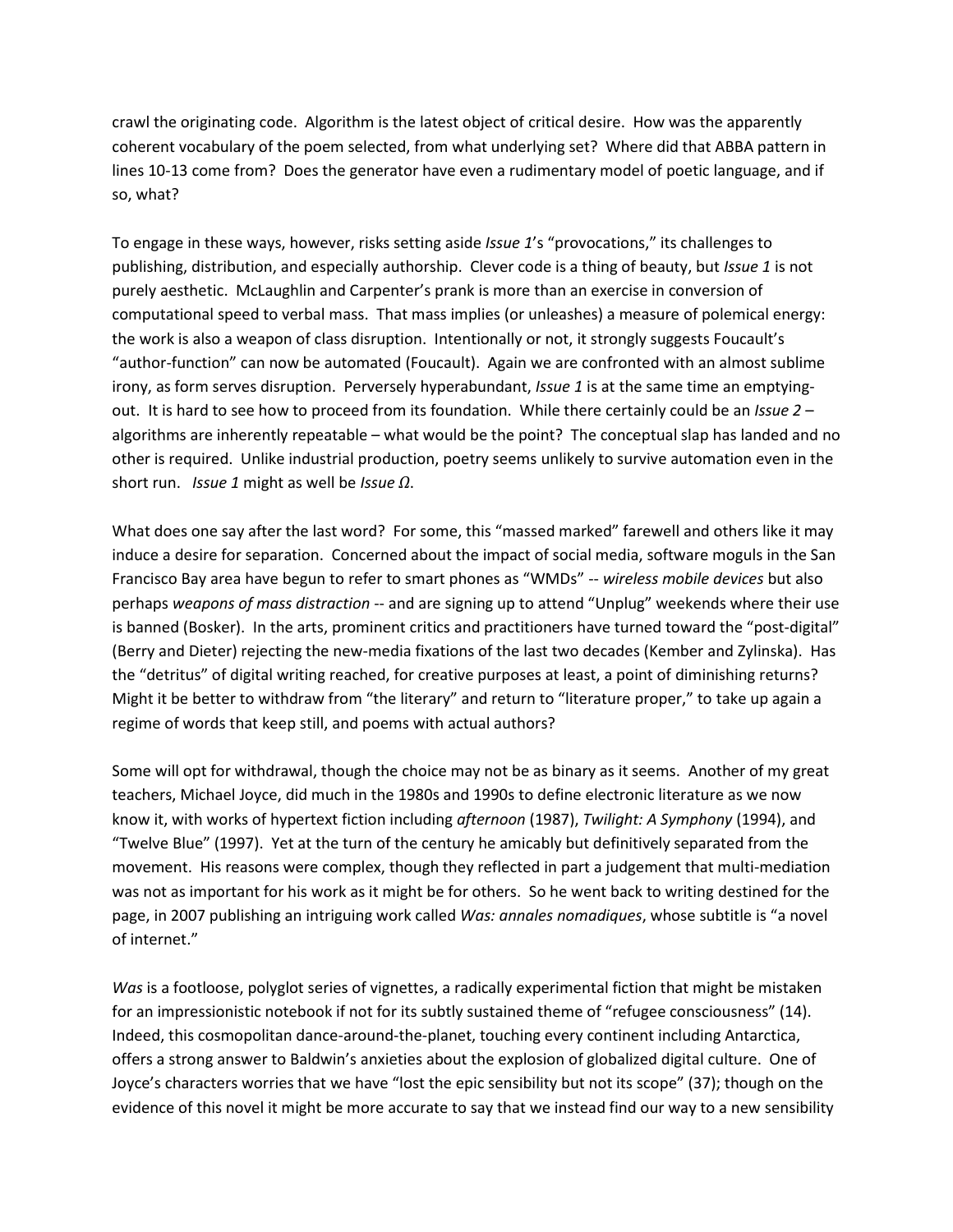crawl the originating code. Algorithm is the latest object of critical desire. How was the apparently coherent vocabulary of the poem selected, from what underlying set? Where did that ABBA pattern in lines 10-13 come from? Does the generator have even a rudimentary model of poetic language, and if so, what?

To engage in these ways, however, risks setting aside *Issue 1*'s "provocations," its challenges to publishing, distribution, and especially authorship. Clever code is a thing of beauty, but *Issue 1* is not purely aesthetic. McLaughlin and Carpenter's prank is more than an exercise in conversion of computational speed to verbal mass. That mass implies (or unleashes) a measure of polemical energy: the work is also a weapon of class disruption. Intentionally or not, it strongly suggests Foucault's "author-function" can now be automated (Foucault). Again we are confronted with an almost sublime irony, as form serves disruption. Perversely hyperabundant, *Issue 1* is at the same time an emptying-out. It is hard to see how to proceed from its foundation. While there certainly could be an *Issue 2* – algorithms are inherently repeatable – what would be the point? The conceptual slap has landed and no other is required. Unlike industrial production, poetry seems unlikely to survive automation even in the short run. *Issue 1* might as well be *Issue Ω*.

What does one say after the last word? For some, this "massed marked" farewell and others like it may induce a desire for separation. Concerned about the impact of social media, software moguls in the San Francisco Bay area have begun to refer to smart phones as "WMDs" -- *wireless mobile devices* but also perhaps *weapons of mass distraction* -- and are signing up to attend "Unplug" weekends where their use is banned (Bosker). In the arts, prominent critics and practitioners have turned toward the "post-digital" (Berry and Dieter) rejecting the new-media fixations of the last two decades (Kember and Zylinska). Has the "detritus" of digital writing reached, for creative purposes at least, a point of diminishing returns? Might it be better to withdraw from "the literary" and return to "literature proper," to take up again a regime of words that keep still, and poems with actual authors?

Some will opt for withdrawal, though the choice may not be as binary as it seems. Another of my great teachers, Michael Joyce, did much in the 1980s and 1990s to define electronic literature as we now know it, with works of hypertext fiction including *afternoon* (1987), *Twilight: A Symphony* (1994), and "Twelve Blue" (1997). Yet at the turn of the century he amicably but definitively separated from the movement. His reasons were complex, though they reflected in part a judgement that multi-mediation was not as important for his work as it might be for others. So he went back to writing destined for the page, in 2007 publishing an intriguing work called *Was: annales nomadiques*, whose subtitle is "a novel of internet."

*Was* is a footloose, polyglot series of vignettes, a radically experimental fiction that might be mistaken for an impressionistic notebook if not for its subtly sustained theme of "refugee consciousness" (14). Indeed, this cosmopolitan dance-around-the-planet, touching every continent including Antarctica, offers a strong answer to Baldwin's anxieties about the explosion of globalized digital culture. One of Joyce's characters worries that we have "lost the epic sensibility but not its scope" (37); though on the evidence of this novel it might be more accurate to say that we instead find our way to a new sensibility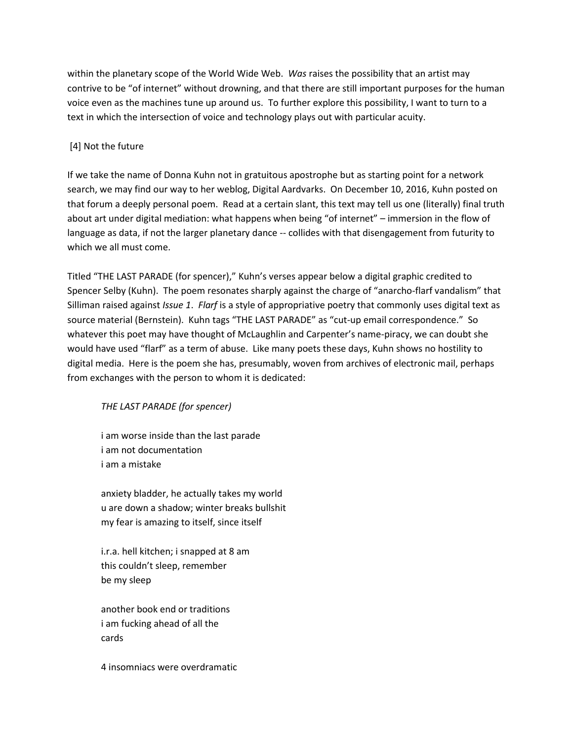within the planetary scope of the World Wide Web. *Was* raises the possibility that an artist may contrive to be "of internet" without drowning, and that there are still important purposes for the human voice even as the machines tune up around us. To further explore this possibility, I want to turn to a text in which the intersection of voice and technology plays out with particular acuity.

## [4] Not the future

If we take the name of Donna Kuhn not in gratuitous apostrophe but as starting point for a network search, we may find our way to her weblog, Digital Aardvarks. On December 10, 2016, Kuhn posted on that forum a deeply personal poem. Read at a certain slant, this text may tell us one (literally) final truth about art under digital mediation: what happens when being "of internet" – immersion in the flow of language as data, if not the larger planetary dance -- collides with that disengagement from futurity to which we all must come.

Titled "THE LAST PARADE (for spencer)," Kuhn's verses appear below a digital graphic credited to Spencer Selby (Kuhn). The poem resonates sharply against the charge of "anarcho-flarf vandalism" that Silliman raised against *Issue 1*. *Flarf* is a style of appropriative poetry that commonly uses digital text as source material (Bernstein). Kuhn tags "THE LAST PARADE" as "cut-up email correspondence." So whatever this poet may have thought of McLaughlin and Carpenter's name-piracy, we can doubt she would have used "flarf" as a term of abuse. Like many poets these days, Kuhn shows no hostility to digital media. Here is the poem she has, presumably, woven from archives of electronic mail, perhaps from exchanges with the person to whom it is dedicated:

> *THE LAST PARADE (for spencer)*
>
> i am worse inside than the last parade
> i am not documentation
> i am a mistake
>
> anxiety bladder, he actually takes my world
> u are down a shadow; winter breaks bullshit
> my fear is amazing to itself, since itself
>
> i.r.a. hell kitchen; i snapped at 8 am
> this couldn't sleep, remember
> be my sleep
>
> another book end or traditions
> i am fucking ahead of all the
> cards
>
> 4 insomniacs were overdramatic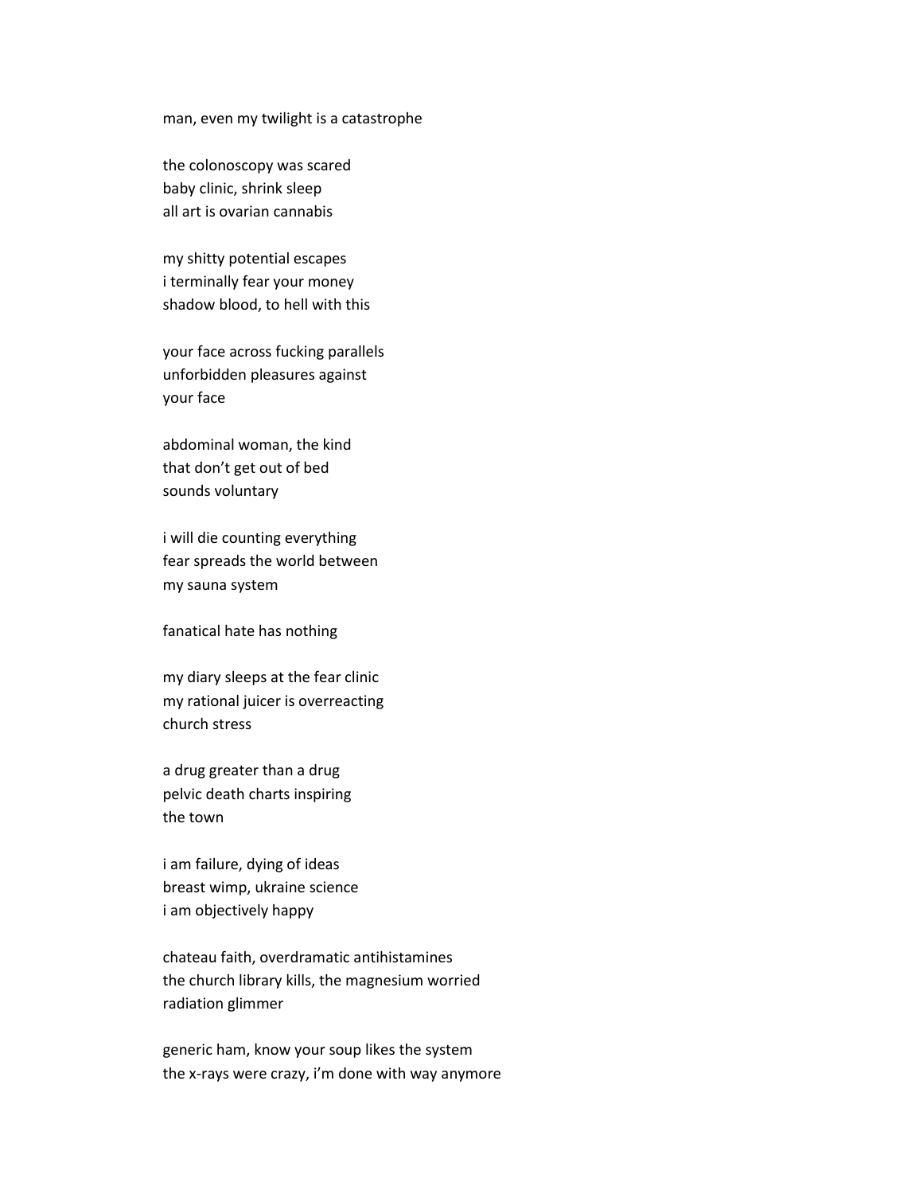man, even my twilight is a catastrophe

the colonoscopy was scared  
baby clinic, shrink sleep  
all art is ovarian cannabis

my shitty potential escapes  
i terminally fear your money  
shadow blood, to hell with this

your face across fucking parallels  
unforbidden pleasures against  
your face

abdominal woman, the kind  
that don't get out of bed  
sounds voluntary

i will die counting everything  
fear spreads the world between  
my sauna system

fanatical hate has nothing

my diary sleeps at the fear clinic  
my rational juicer is overreacting  
church stress

a drug greater than a drug  
pelvic death charts inspiring  
the town

i am failure, dying of ideas  
breast wimp, ukraine science  
i am objectively happy

chateau faith, overdramatic antihistamines  
the church library kills, the magnesium worried  
radiation glimmer

generic ham, know your soup likes the system  
the x-rays were crazy, i'm done with way anymore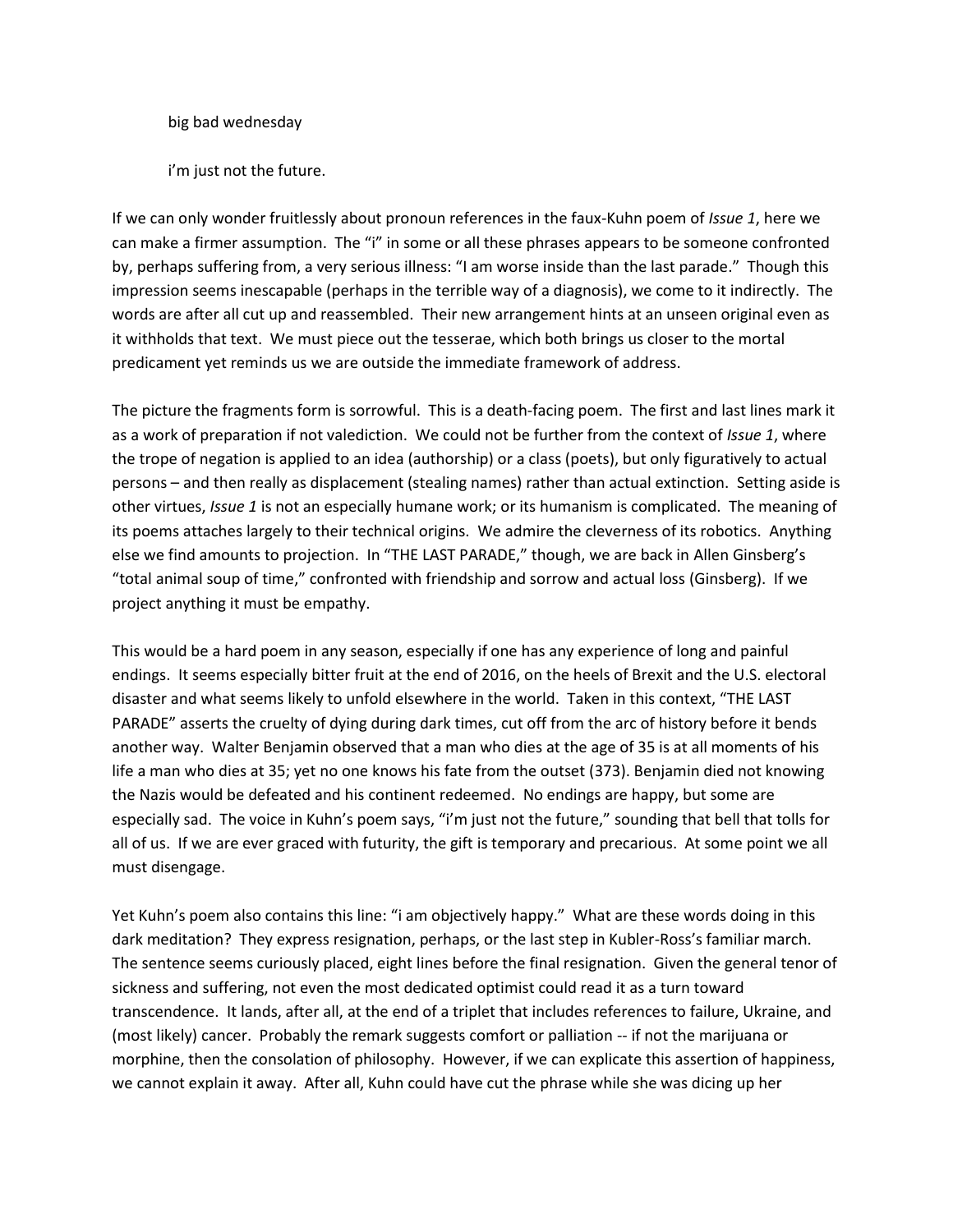big bad wednesday

i'm just not the future.

If we can only wonder fruitlessly about pronoun references in the faux-Kuhn poem of *Issue 1*, here we can make a firmer assumption. The "i" in some or all these phrases appears to be someone confronted by, perhaps suffering from, a very serious illness: "I am worse inside than the last parade." Though this impression seems inescapable (perhaps in the terrible way of a diagnosis), we come to it indirectly. The words are after all cut up and reassembled. Their new arrangement hints at an unseen original even as it withholds that text. We must piece out the tesserae, which both brings us closer to the mortal predicament yet reminds us we are outside the immediate framework of address.

The picture the fragments form is sorrowful. This is a death-facing poem. The first and last lines mark it as a work of preparation if not valediction. We could not be further from the context of *Issue 1*, where the trope of negation is applied to an idea (authorship) or a class (poets), but only figuratively to actual persons – and then really as displacement (stealing names) rather than actual extinction. Setting aside is other virtues, *Issue 1* is not an especially humane work; or its humanism is complicated. The meaning of its poems attaches largely to their technical origins. We admire the cleverness of its robotics. Anything else we find amounts to projection. In "THE LAST PARADE," though, we are back in Allen Ginsberg's "total animal soup of time," confronted with friendship and sorrow and actual loss (Ginsberg). If we project anything it must be empathy.

This would be a hard poem in any season, especially if one has any experience of long and painful endings. It seems especially bitter fruit at the end of 2016, on the heels of Brexit and the U.S. electoral disaster and what seems likely to unfold elsewhere in the world. Taken in this context, "THE LAST PARADE" asserts the cruelty of dying during dark times, cut off from the arc of history before it bends another way. Walter Benjamin observed that a man who dies at the age of 35 is at all moments of his life a man who dies at 35; yet no one knows his fate from the outset (373). Benjamin died not knowing the Nazis would be defeated and his continent redeemed. No endings are happy, but some are especially sad. The voice in Kuhn's poem says, "i'm just not the future," sounding that bell that tolls for all of us. If we are ever graced with futurity, the gift is temporary and precarious. At some point we all must disengage.

Yet Kuhn's poem also contains this line: "i am objectively happy." What are these words doing in this dark meditation? They express resignation, perhaps, or the last step in Kubler-Ross's familiar march. The sentence seems curiously placed, eight lines before the final resignation. Given the general tenor of sickness and suffering, not even the most dedicated optimist could read it as a turn toward transcendence. It lands, after all, at the end of a triplet that includes references to failure, Ukraine, and (most likely) cancer. Probably the remark suggests comfort or palliation -- if not the marijuana or morphine, then the consolation of philosophy. However, if we can explicate this assertion of happiness, we cannot explain it away. After all, Kuhn could have cut the phrase while she was dicing up her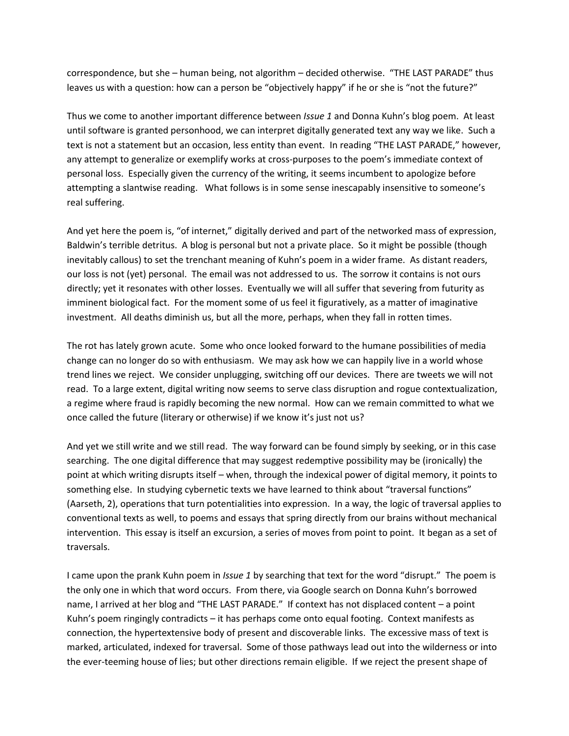correspondence, but she – human being, not algorithm – decided otherwise. "THE LAST PARADE" thus leaves us with a question: how can a person be "objectively happy" if he or she is "not the future?"

Thus we come to another important difference between *Issue 1* and Donna Kuhn's blog poem. At least until software is granted personhood, we can interpret digitally generated text any way we like. Such a text is not a statement but an occasion, less entity than event. In reading "THE LAST PARADE," however, any attempt to generalize or exemplify works at cross-purposes to the poem's immediate context of personal loss. Especially given the currency of the writing, it seems incumbent to apologize before attempting a slantwise reading. What follows is in some sense inescapably insensitive to someone's real suffering.

And yet here the poem is, "of internet," digitally derived and part of the networked mass of expression, Baldwin's terrible detritus. A blog is personal but not a private place. So it might be possible (though inevitably callous) to set the trenchant meaning of Kuhn's poem in a wider frame. As distant readers, our loss is not (yet) personal. The email was not addressed to us. The sorrow it contains is not ours directly; yet it resonates with other losses. Eventually we will all suffer that severing from futurity as imminent biological fact. For the moment some of us feel it figuratively, as a matter of imaginative investment. All deaths diminish us, but all the more, perhaps, when they fall in rotten times.

The rot has lately grown acute. Some who once looked forward to the humane possibilities of media change can no longer do so with enthusiasm. We may ask how we can happily live in a world whose trend lines we reject. We consider unplugging, switching off our devices. There are tweets we will not read. To a large extent, digital writing now seems to serve class disruption and rogue contextualization, a regime where fraud is rapidly becoming the new normal. How can we remain committed to what we once called the future (literary or otherwise) if we know it's just not us?

And yet we still write and we still read. The way forward can be found simply by seeking, or in this case searching. The one digital difference that may suggest redemptive possibility may be (ironically) the point at which writing disrupts itself – when, through the indexical power of digital memory, it points to something else. In studying cybernetic texts we have learned to think about "traversal functions" (Aarseth, 2), operations that turn potentialities into expression. In a way, the logic of traversal applies to conventional texts as well, to poems and essays that spring directly from our brains without mechanical intervention. This essay is itself an excursion, a series of moves from point to point. It began as a set of traversals.

I came upon the prank Kuhn poem in *Issue 1* by searching that text for the word "disrupt." The poem is the only one in which that word occurs. From there, via Google search on Donna Kuhn's borrowed name, I arrived at her blog and "THE LAST PARADE." If context has not displaced content – a point Kuhn's poem ringingly contradicts – it has perhaps come onto equal footing. Context manifests as connection, the hypertextensive body of present and discoverable links. The excessive mass of text is marked, articulated, indexed for traversal. Some of those pathways lead out into the wilderness or into the ever-teeming house of lies; but other directions remain eligible. If we reject the present shape of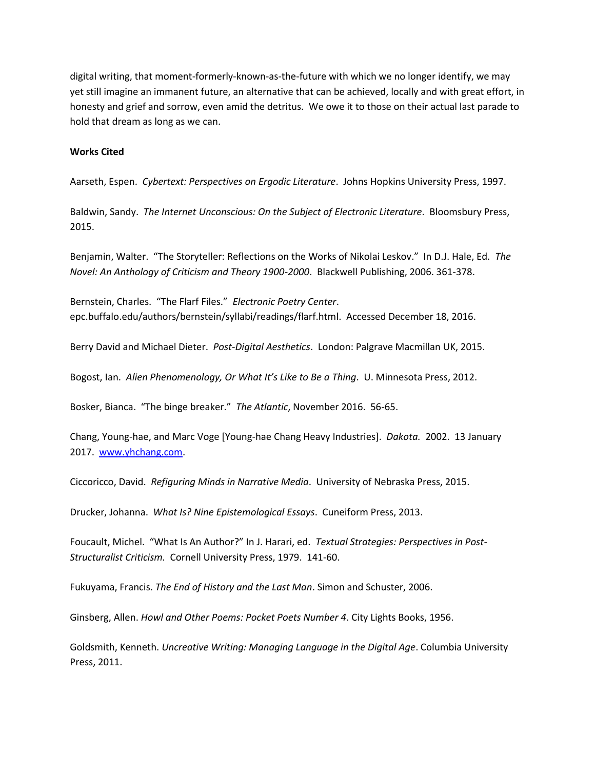digital writing, that moment-formerly-known-as-the-future with which we no longer identify, we may yet still imagine an immanent future, an alternative that can be achieved, locally and with great effort, in honesty and grief and sorrow, even amid the detritus. We owe it to those on their actual last parade to hold that dream as long as we can.

**Works Cited**

Aarseth, Espen. *Cybertext: Perspectives on Ergodic Literature*. Johns Hopkins University Press, 1997.

Baldwin, Sandy. *The Internet Unconscious: On the Subject of Electronic Literature*. Bloomsbury Press, 2015.

Benjamin, Walter. "The Storyteller: Reflections on the Works of Nikolai Leskov." In D.J. Hale, Ed. *The Novel: An Anthology of Criticism and Theory 1900-2000*. Blackwell Publishing, 2006. 361-378.

Bernstein, Charles. "The Flarf Files." *Electronic Poetry Center*. epc.buffalo.edu/authors/bernstein/syllabi/readings/flarf.html. Accessed December 18, 2016.

Berry David and Michael Dieter. *Post-Digital Aesthetics*. London: Palgrave Macmillan UK, 2015.

Bogost, Ian. *Alien Phenomenology, Or What It's Like to Be a Thing*. U. Minnesota Press, 2012.

Bosker, Bianca. "The binge breaker." *The Atlantic*, November 2016. 56-65.

Chang, Young-hae, and Marc Voge [Young-hae Chang Heavy Industries]. *Dakota.* 2002. 13 January 2017. [www.yhchang.com](http://www.yhchang.com).

Ciccoricco, David. *Refiguring Minds in Narrative Media*. University of Nebraska Press, 2015.

Drucker, Johanna. *What Is? Nine Epistemological Essays*. Cuneiform Press, 2013.

Foucault, Michel. "What Is An Author?" In J. Harari, ed. *Textual Strategies: Perspectives in Post-Structuralist Criticism.* Cornell University Press, 1979. 141-60.

Fukuyama, Francis. *The End of History and the Last Man*. Simon and Schuster, 2006.

Ginsberg, Allen. *Howl and Other Poems: Pocket Poets Number 4*. City Lights Books, 1956.

Goldsmith, Kenneth. *Uncreative Writing: Managing Language in the Digital Age*. Columbia University Press, 2011.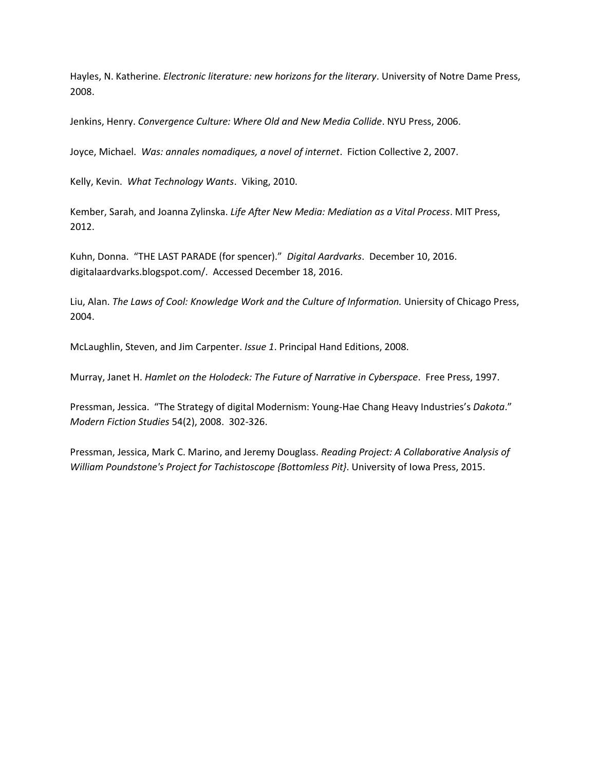Hayles, N. Katherine. *Electronic literature: new horizons for the literary*. University of Notre Dame Press, 2008.

Jenkins, Henry. *Convergence Culture: Where Old and New Media Collide*. NYU Press, 2006.

Joyce, Michael. *Was: annales nomadiques, a novel of internet*. Fiction Collective 2, 2007.

Kelly, Kevin. *What Technology Wants*. Viking, 2010.

Kember, Sarah, and Joanna Zylinska. *Life After New Media: Mediation as a Vital Process*. MIT Press, 2012.

Kuhn, Donna. "THE LAST PARADE (for spencer)." *Digital Aardvarks*. December 10, 2016. digitalaardvarks.blogspot.com/. Accessed December 18, 2016.

Liu, Alan. *The Laws of Cool: Knowledge Work and the Culture of Information.* Uniersity of Chicago Press, 2004.

McLaughlin, Steven, and Jim Carpenter. *Issue 1*. Principal Hand Editions, 2008.

Murray, Janet H. *Hamlet on the Holodeck: The Future of Narrative in Cyberspace*. Free Press, 1997.

Pressman, Jessica. "The Strategy of digital Modernism: Young-Hae Chang Heavy Industries's *Dakota*." *Modern Fiction Studies* 54(2), 2008. 302-326.

Pressman, Jessica, Mark C. Marino, and Jeremy Douglass. *Reading Project: A Collaborative Analysis of William Poundstone's Project for Tachistoscope {Bottomless Pit}*. University of Iowa Press, 2015.